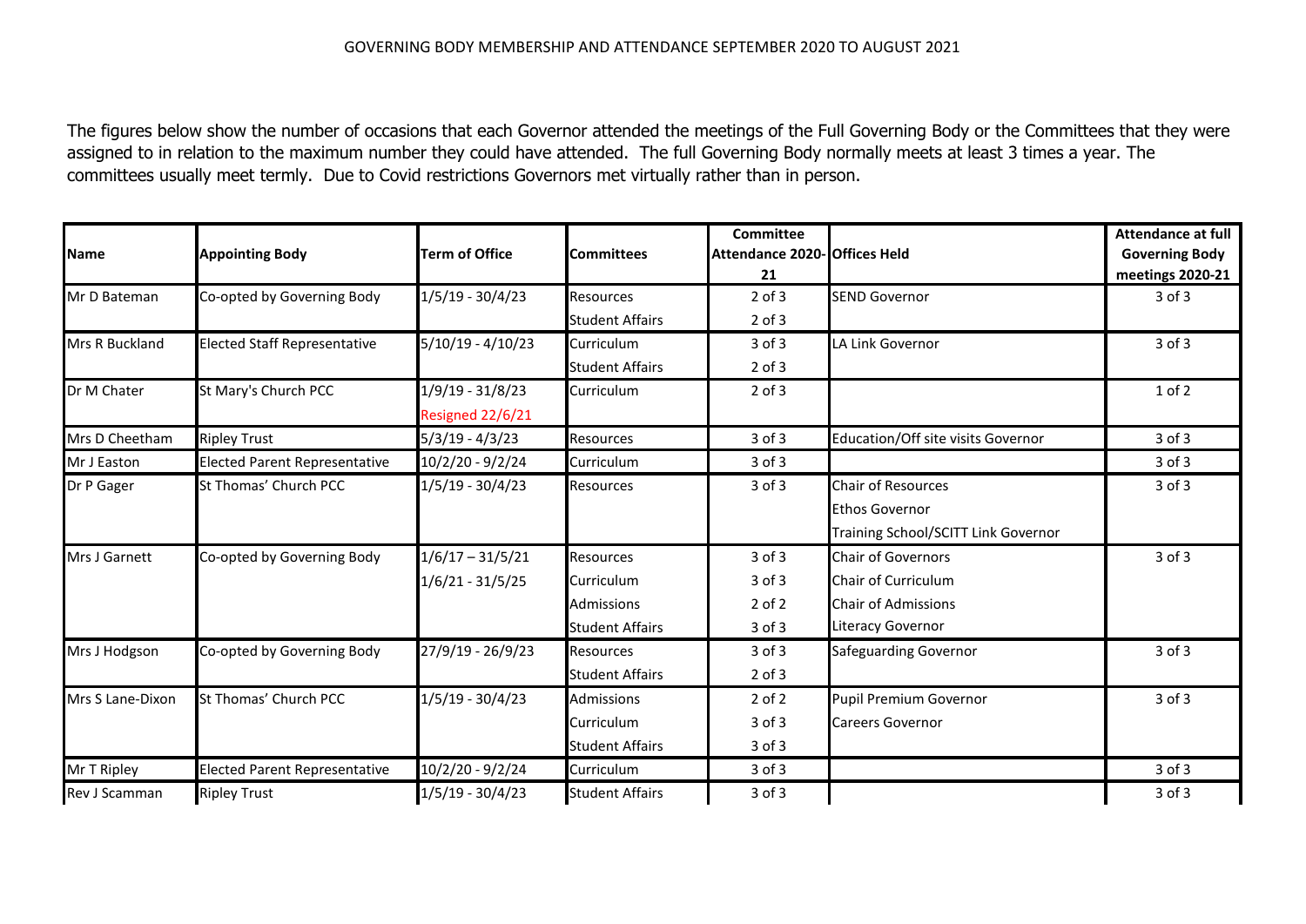# GOVERNING BODY MEMBERSHIP AND ATTENDANCE SEPTEMBER 2020 TO AUGUST 2021

The figures below show the number of occasions that each Governor attended the meetings of the Full Governing Body or the Committees that they were assigned to in relation to the maximum number they could have attended. The full Governing Body normally meets at least 3 times a year. The committees usually meet termly. Due to Covid restrictions Governors met virtually rather than in person.

| Name | Appointing Body | Term of Office | Committees | Committee Attendance 2020-21 | Offices Held | Attendance at full Governing Body meetings 2020-21 |
|---|---|---|---|---|---|---|
| Mr D Bateman | Co-opted by Governing Body | 1/5/19 - 30/4/23 | Resources | 2 of 3 | SEND Governor | 3 of 3 |
| | | | Student Affairs | 2 of 3 | | |
| Mrs R Buckland | Elected Staff Representative | 5/10/19 - 4/10/23 | Curriculum | 3 of 3 | LA Link Governor | 3 of 3 |
| | | | Student Affairs | 2 of 3 | | |
| Dr M Chater | St Mary's Church PCC | 1/9/19 - 31/8/23 | Curriculum | 2 of 3 | | 1 of 2 |
| | | Resigned 22/6/21 | | | | |
| Mrs D Cheetham | Ripley Trust | 5/3/19 - 4/3/23 | Resources | 3 of 3 | Education/Off site visits Governor | 3 of 3 |
| Mr J Easton | Elected Parent Representative | 10/2/20 - 9/2/24 | Curriculum | 3 of 3 | | 3 of 3 |
| Dr P Gager | St Thomas' Church PCC | 1/5/19 - 30/4/23 | Resources | 3 of 3 | Chair of Resources | 3 of 3 |
| | | | | | Ethos Governor | |
| | | | | | Training School/SCITT Link Governor | |
| Mrs J Garnett | Co-opted by Governing Body | 1/6/17 – 31/5/21 | Resources | 3 of 3 | Chair of Governors | 3 of 3 |
| | | 1/6/21 - 31/5/25 | Curriculum | 3 of 3 | Chair of Curriculum | |
| | | | Admissions | 2 of 2 | Chair of Admissions | |
| | | | Student Affairs | 3 of 3 | Literacy Governor | |
| Mrs J Hodgson | Co-opted by Governing Body | 27/9/19 - 26/9/23 | Resources | 3 of 3 | Safeguarding Governor | 3 of 3 |
| | | | Student Affairs | 2 of 3 | | |
| Mrs S Lane-Dixon | St Thomas' Church PCC | 1/5/19 - 30/4/23 | Admissions | 2 of 2 | Pupil Premium Governor | 3 of 3 |
| | | | Curriculum | 3 of 3 | Careers Governor | |
| | | | Student Affairs | 3 of 3 | | |
| Mr T Ripley | Elected Parent Representative | 10/2/20 - 9/2/24 | Curriculum | 3 of 3 | | 3 of 3 |
| Rev J Scamman | Ripley Trust | 1/5/19 - 30/4/23 | Student Affairs | 3 of 3 | | 3 of 3 |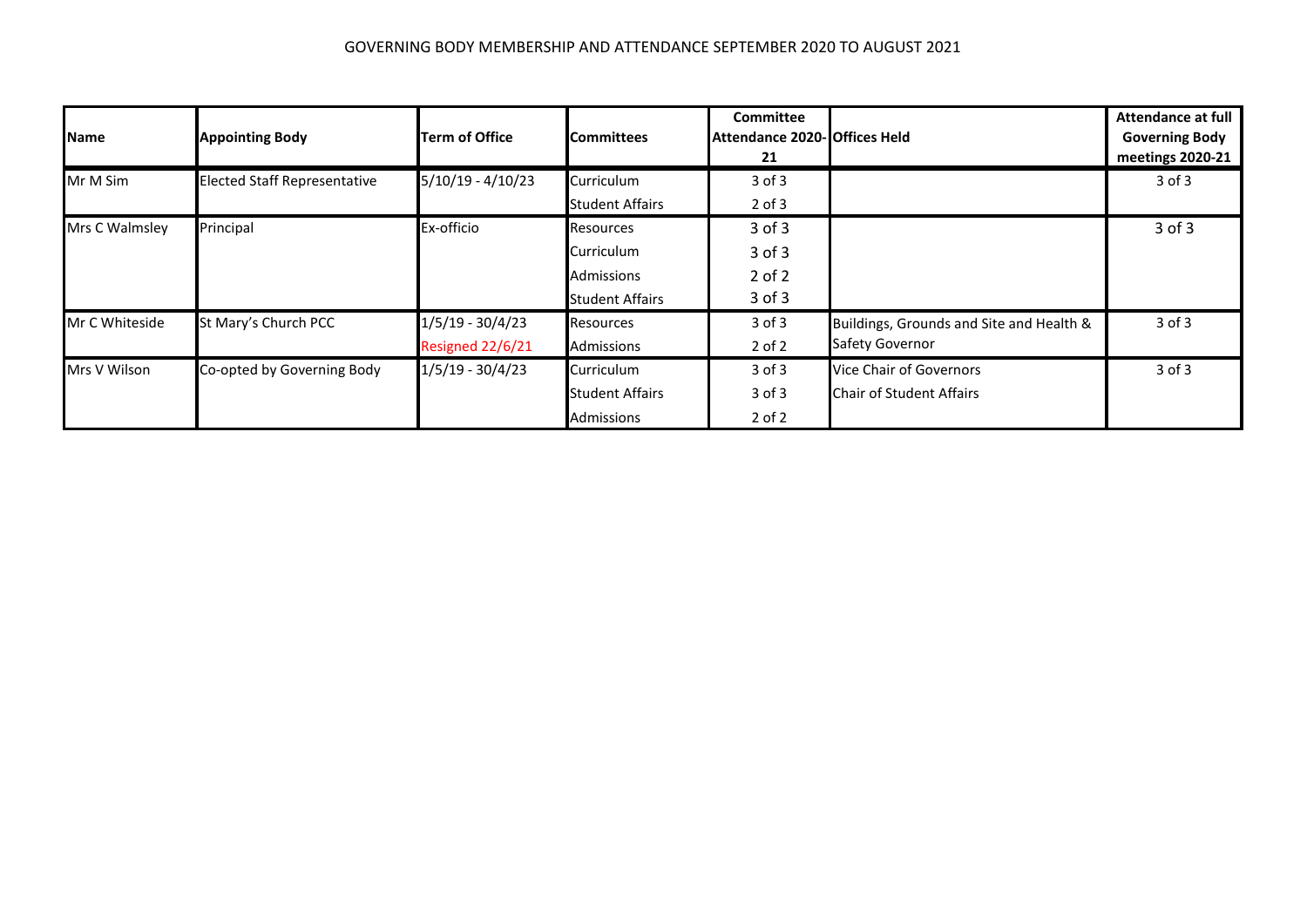GOVERNING BODY MEMBERSHIP AND ATTENDANCE SEPTEMBER 2020 TO AUGUST 2021

| Name | Appointing Body | Term of Office | Committees | Committee Attendance 2020-21 | Offices Held | Attendance at full Governing Body meetings 2020-21 |
|---|---|---|---|---|---|---|
| Mr M Sim | Elected Staff Representative | 5/10/19 - 4/10/23 | Curriculum | 3 of 3 | | 3 of 3 |
| | | | Student Affairs | 2 of 3 | | |
| Mrs C Walmsley | Principal | Ex-officio | Resources | 3 of 3 | | 3 of 3 |
| | | | Curriculum | 3 of 3 | | |
| | | | Admissions | 2 of 2 | | |
| | | | Student Affairs | 3 of 3 | | |
| Mr C Whiteside | St Mary's Church PCC | 1/5/19 - 30/4/23 | Resources | 3 of 3 | Buildings, Grounds and Site and Health & Safety Governor | 3 of 3 |
| | | Resigned 22/6/21 | Admissions | 2 of 2 | | |
| Mrs V Wilson | Co-opted by Governing Body | 1/5/19 - 30/4/23 | Curriculum | 3 of 3 | Vice Chair of Governors | 3 of 3 |
| | | | Student Affairs | 3 of 3 | Chair of Student Affairs | |
| | | | Admissions | 2 of 2 | | |